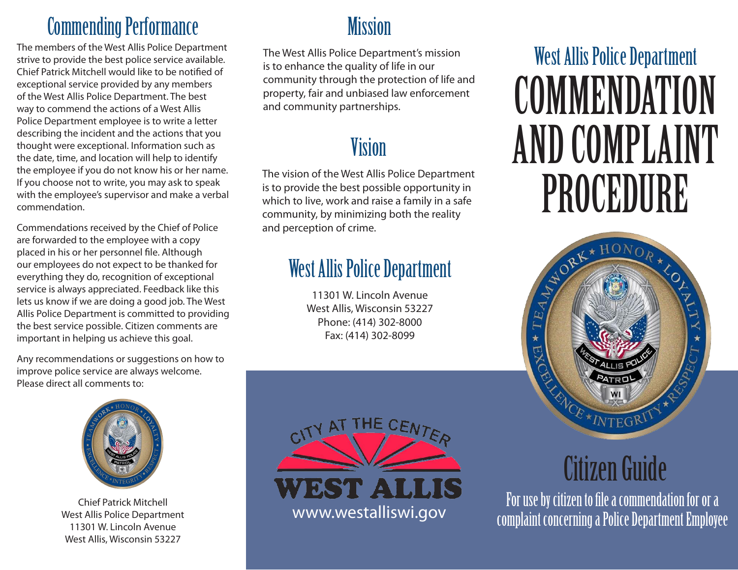## Commending Performance

The members of the West Allis Police Department strive to provide the best police service available. Chief Patrick Mitchell would like to be notified of exceptional service provided by any members of the West Allis Police Department. The best way to commend the actions of a West Allis Police Department employee is to write a letter describing the incident and the actions that you thought were exceptional. Information such as the date, time, and location will help to identify the employee if you do not know his or her name. If you choose not to write, you may ask to speak with the employee's supervisor and make a verbal commendation.

Commendations received by the Chief of Police are forwarded to the employee with a copy placed in his or her personnel file. Although our employees do not expect to be thanked for everything they do, recognition of exceptional service is always appreciated. Feedback like this lets us know if we are doing a good job. The West Allis Police Department is committed to providing the best service possible. Citizen comments are important in helping us achieve this goal.

Any recommendations or suggestions on how to improve police service are always welcome. Please direct all comments to:

Chief Patrick Mitchell
West Allis Police Department
11301 W. Lincoln Avenue
West Allis, Wisconsin 53227

## Mission

The West Allis Police Department's mission is to enhance the quality of life in our community through the protection of life and property, fair and unbiased law enforcement and community partnerships.

## Vision

The vision of the West Allis Police Department is to provide the best possible opportunity in which to live, work and raise a family in a safe community, by minimizing both the reality and perception of crime.

## West Allis Police Department

11301 W. Lincoln Avenue
West Allis, Wisconsin 53227
Phone: (414) 302-8000
Fax: (414) 302-8099

CITY AT THE CENTER
WEST ALLIS
www.westalliswi.gov

## West Allis Police Department

# COMMENDATION AND COMPLAINT PROCEDURE

## Citizen Guide

For use by citizen to file a commendation for or a complaint concerning a Police Department Employee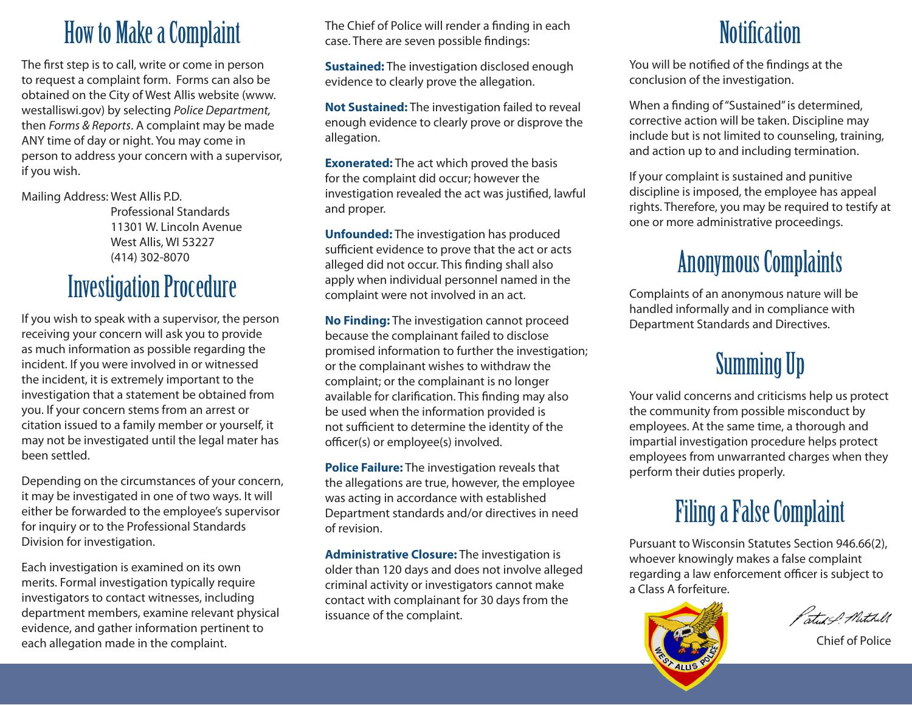# How to Make a Complaint

The first step is to call, write or come in person to request a complaint form. Forms can also be obtained on the City of West Allis website (www.westalliswi.gov) by selecting *Police Department,* then *Forms & Reports*. A complaint may be made ANY time of day or night. You may come in person to address your concern with a supervisor, if you wish.

Mailing Address: West Allis P.D.
Professional Standards
11301 W. Lincoln Avenue
West Allis, WI 53227
(414) 302-8070

# Investigation Procedure

If you wish to speak with a supervisor, the person receiving your concern will ask you to provide as much information as possible regarding the incident. If you were involved in or witnessed the incident, it is extremely important to the investigation that a statement be obtained from you. If your concern stems from an arrest or citation issued to a family member or yourself, it may not be investigated until the legal mater has been settled.

Depending on the circumstances of your concern, it may be investigated in one of two ways. It will either be forwarded to the employee's supervisor for inquiry or to the Professional Standards Division for investigation.

Each investigation is examined on its own merits. Formal investigation typically require investigators to contact witnesses, including department members, examine relevant physical evidence, and gather information pertinent to each allegation made in the complaint.

The Chief of Police will render a finding in each case. There are seven possible findings:

**Sustained:** The investigation disclosed enough evidence to clearly prove the allegation.

**Not Sustained:** The investigation failed to reveal enough evidence to clearly prove or disprove the allegation.

**Exonerated:** The act which proved the basis for the complaint did occur; however the investigation revealed the act was justified, lawful and proper.

**Unfounded:** The investigation has produced sufficient evidence to prove that the act or acts alleged did not occur. This finding shall also apply when individual personnel named in the complaint were not involved in an act.

**No Finding:** The investigation cannot proceed because the complainant failed to disclose promised information to further the investigation; or the complainant wishes to withdraw the complaint; or the complainant is no longer available for clarification. This finding may also be used when the information provided is not sufficient to determine the identity of the officer(s) or employee(s) involved.

**Police Failure:** The investigation reveals that the allegations are true, however, the employee was acting in accordance with established Department standards and/or directives in need of revision.

**Administrative Closure:** The investigation is older than 120 days and does not involve alleged criminal activity or investigators cannot make contact with complainant for 30 days from the issuance of the complaint.

# Notification

You will be notified of the findings at the conclusion of the investigation.

When a finding of "Sustained" is determined, corrective action will be taken. Discipline may include but is not limited to counseling, training, and action up to and including termination.

If your complaint is sustained and punitive discipline is imposed, the employee has appeal rights. Therefore, you may be required to testify at one or more administrative proceedings.

# Anonymous Complaints

Complaints of an anonymous nature will be handled informally and in compliance with Department Standards and Directives.

# Summing Up

Your valid concerns and criticisms help us protect the community from possible misconduct by employees. At the same time, a thorough and impartial investigation procedure helps protect employees from unwarranted charges when they perform their duties properly.

# Filing a False Complaint

Pursuant to Wisconsin Statutes Section 946.66(2), whoever knowingly makes a false complaint regarding a law enforcement officer is subject to a Class A forfeiture.

Patrick S. Mitchell

Chief of Police